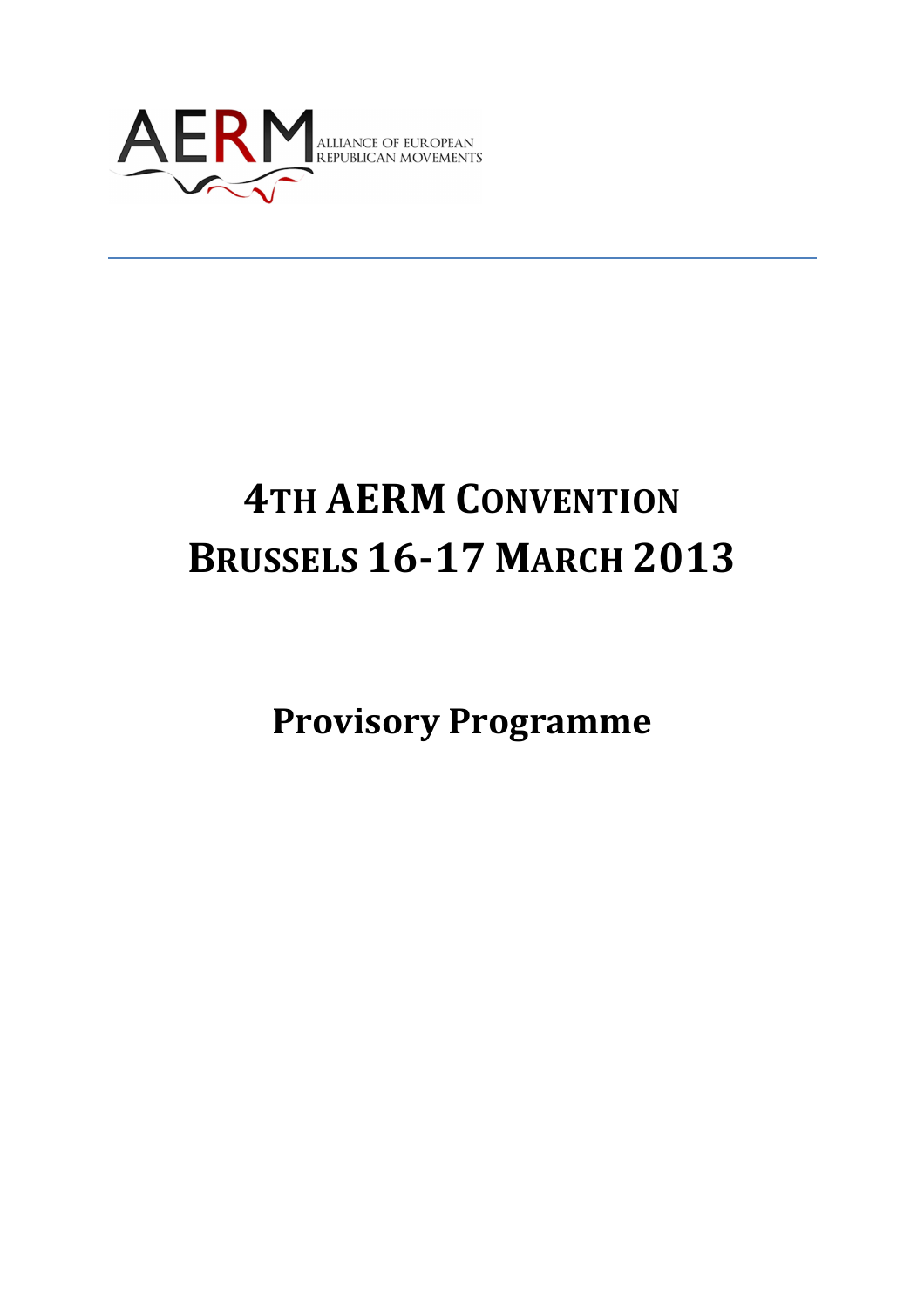AERM ALLIANCE OF EUROPEAN REPUBLICAN MOVEMENTS

# 4TH AERM CONVENTION
# BRUSSELS 16-17 MARCH 2013

## Provisory Programme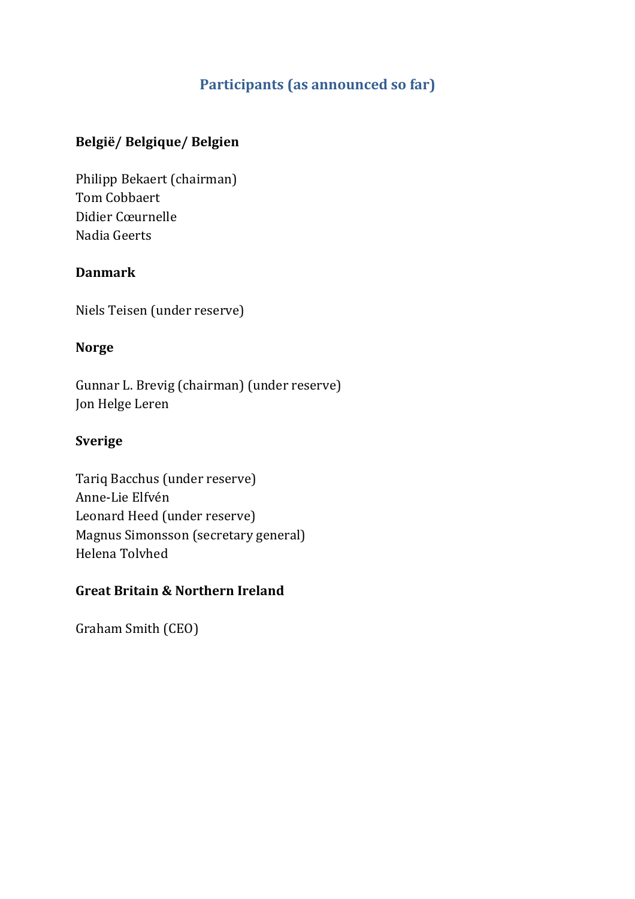## Participants (as announced so far)

**België/ Belgique/ Belgien**

Philipp Bekaert (chairman)
Tom Cobbaert
Didier Cœurnelle
Nadia Geerts

**Danmark**

Niels Teisen (under reserve)

**Norge**

Gunnar L. Brevig (chairman) (under reserve)
Jon Helge Leren

**Sverige**

Tariq Bacchus (under reserve)
Anne-Lie Elfvén
Leonard Heed (under reserve)
Magnus Simonsson (secretary general)
Helena Tolvhed

**Great Britain & Northern Ireland**

Graham Smith (CEO)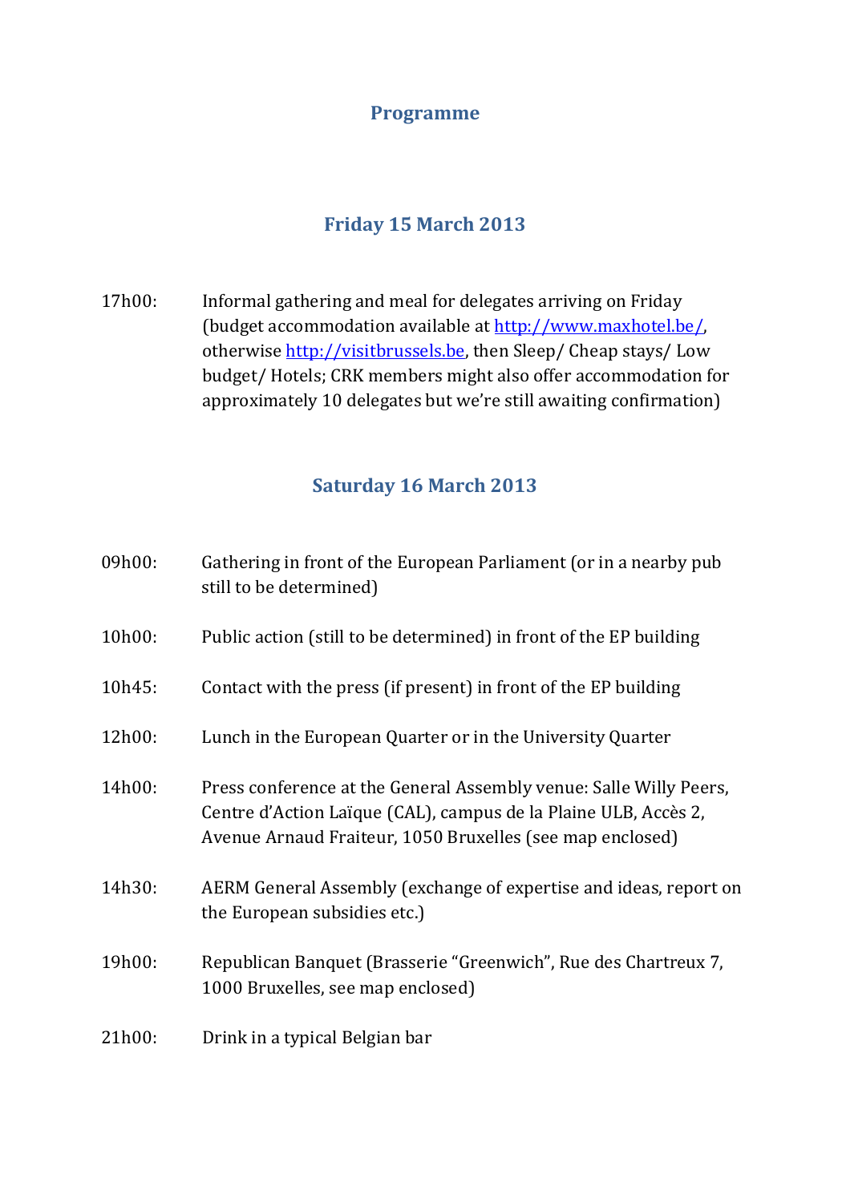# Programme

## Friday 15 March 2013

17h00: Informal gathering and meal for delegates arriving on Friday (budget accommodation available at http://www.maxhotel.be/, otherwise http://visitbrussels.be, then Sleep/ Cheap stays/ Low budget/ Hotels; CRK members might also offer accommodation for approximately 10 delegates but we're still awaiting confirmation)

## Saturday 16 March 2013

09h00: Gathering in front of the European Parliament (or in a nearby pub still to be determined)

10h00: Public action (still to be determined) in front of the EP building

10h45: Contact with the press (if present) in front of the EP building

12h00: Lunch in the European Quarter or in the University Quarter

14h00: Press conference at the General Assembly venue: Salle Willy Peers, Centre d'Action Laïque (CAL), campus de la Plaine ULB, Accès 2, Avenue Arnaud Fraiteur, 1050 Bruxelles (see map enclosed)

14h30: AERM General Assembly (exchange of expertise and ideas, report on the European subsidies etc.)

19h00: Republican Banquet (Brasserie "Greenwich", Rue des Chartreux 7, 1000 Bruxelles, see map enclosed)

21h00: Drink in a typical Belgian bar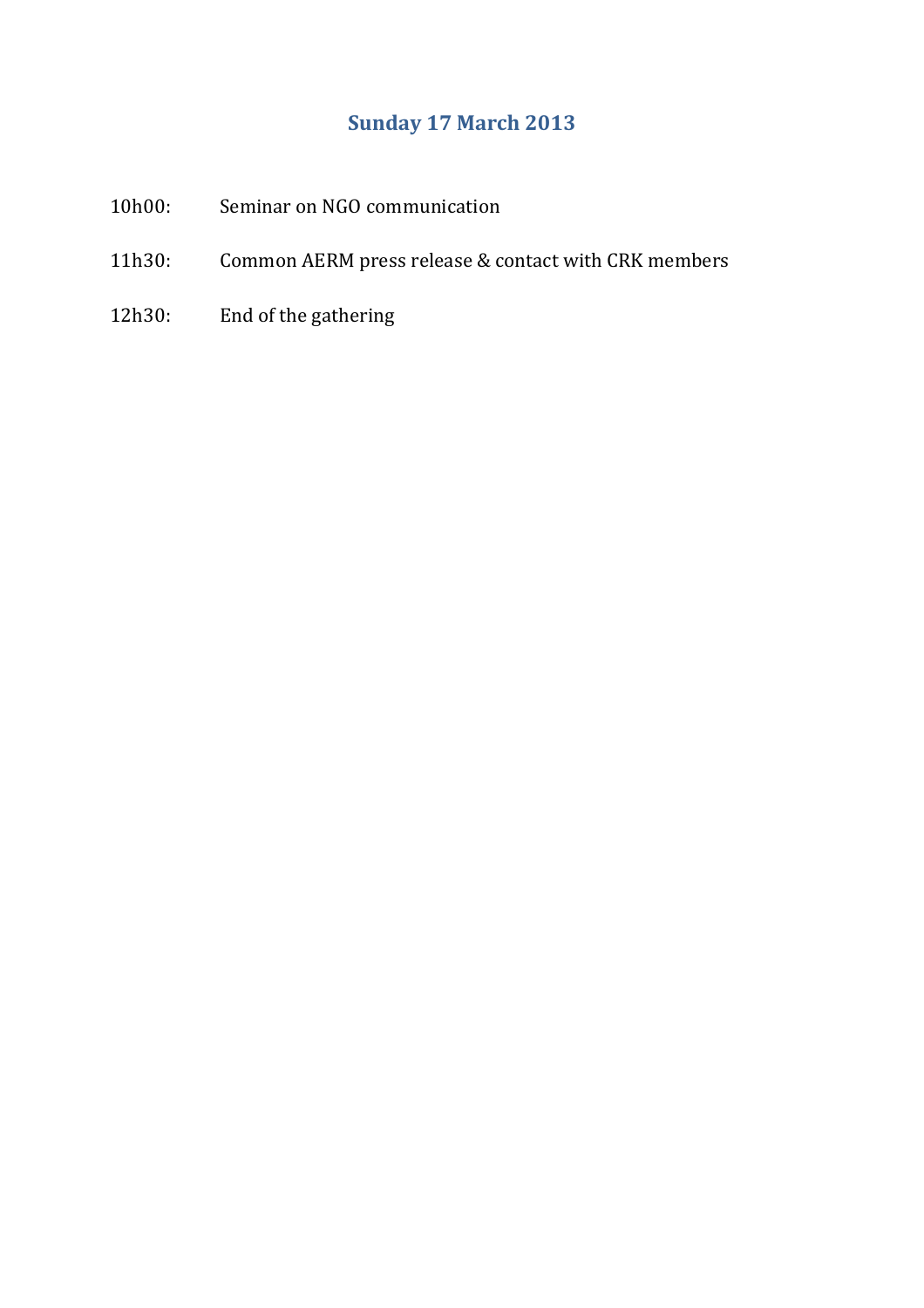## Sunday 17 March 2013

10h00: Seminar on NGO communication

11h30: Common AERM press release & contact with CRK members

12h30: End of the gathering